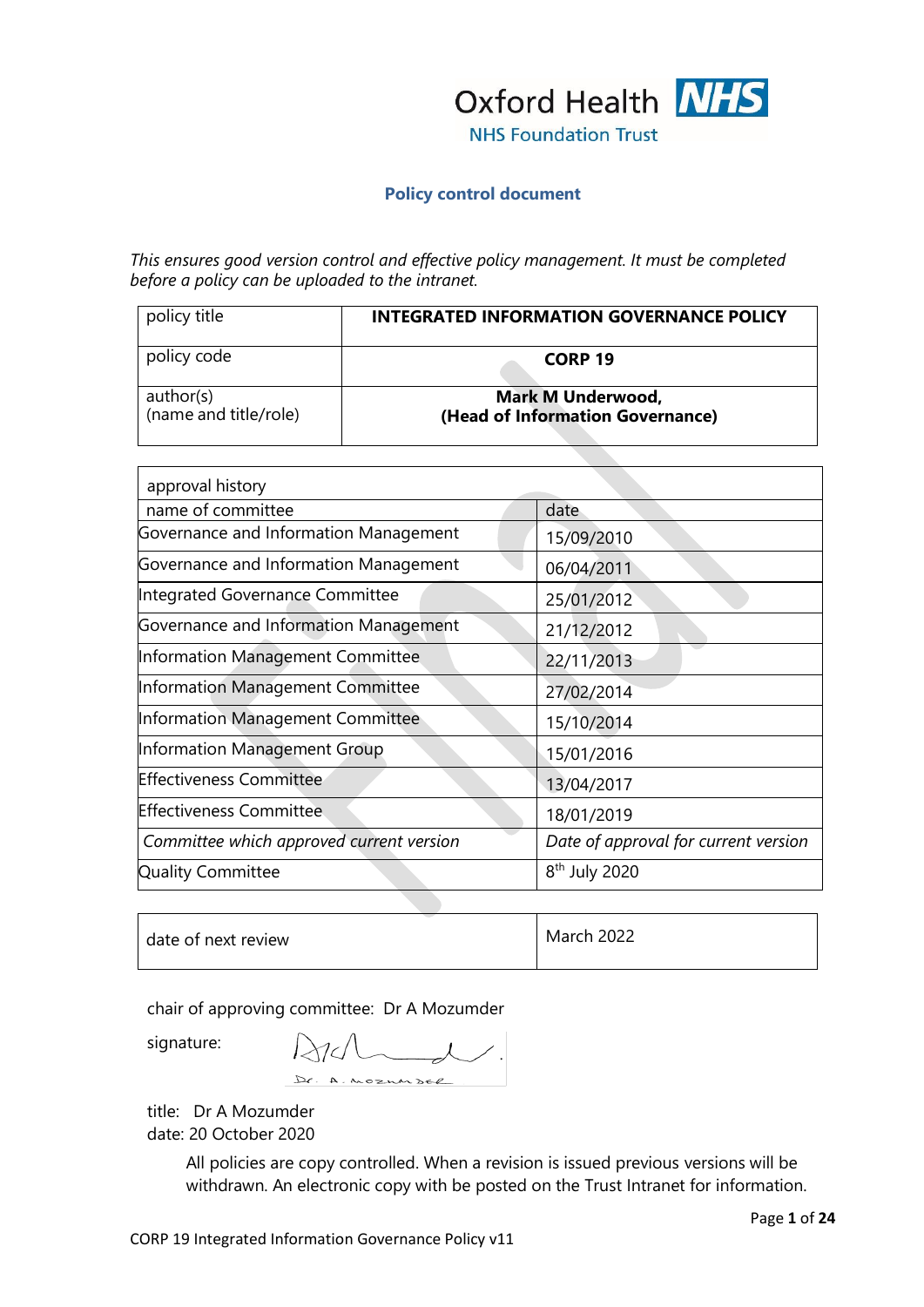Oxford Health NHS Foundation Trust

## Policy control document

*This ensures good version control and effective policy management. It must be completed before a policy can be uploaded to the intranet.*

| policy title | **INTEGRATED INFORMATION GOVERNANCE POLICY** |
|---|---|
| policy code | **CORP 19** |
| author(s) (name and title/role) | **Mark M Underwood, (Head of Information Governance)** |

| approval history | |
|---|---|
| name of committee | date |
| Governance and Information Management | 15/09/2010 |
| Governance and Information Management | 06/04/2011 |
| Integrated Governance Committee | 25/01/2012 |
| Governance and Information Management | 21/12/2012 |
| Information Management Committee | 22/11/2013 |
| Information Management Committee | 27/02/2014 |
| Information Management Committee | 15/10/2014 |
| Information Management Group | 15/01/2016 |
| Effectiveness Committee | 13/04/2017 |
| Effectiveness Committee | 18/01/2019 |
| *Committee which approved current version* | *Date of approval for current version* |
| Quality Committee | 8th July 2020 |

| date of next review | March 2022 |
|---|---|

chair of approving committee: Dr A Mozumder

signature:

title: Dr A Mozumder
date: 20 October 2020

All policies are copy controlled. When a revision is issued previous versions will be withdrawn. An electronic copy with be posted on the Trust Intranet for information.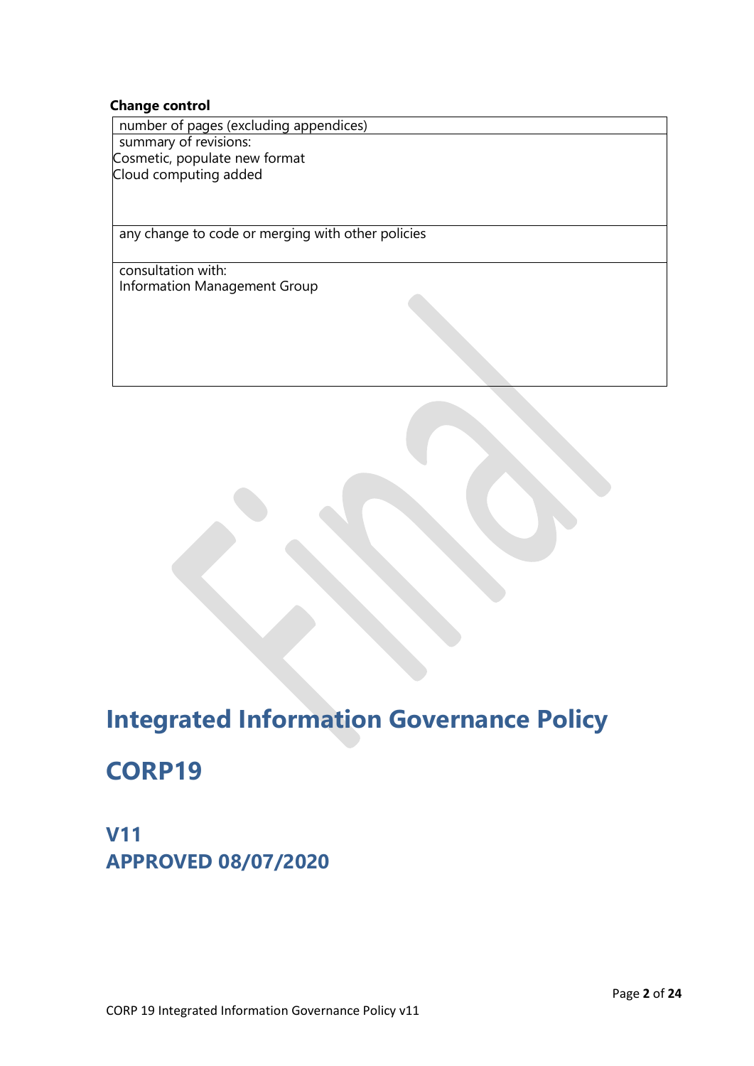**Change control**

| number of pages (excluding appendices) |
|---|
| summary of revisions:<br>Cosmetic, populate new format<br>Cloud computing added |
| any change to code or merging with other policies |
| consultation with:<br>Information Management Group |

# Integrated Information Governance Policy

# CORP19

## V11
## APPROVED 08/07/2020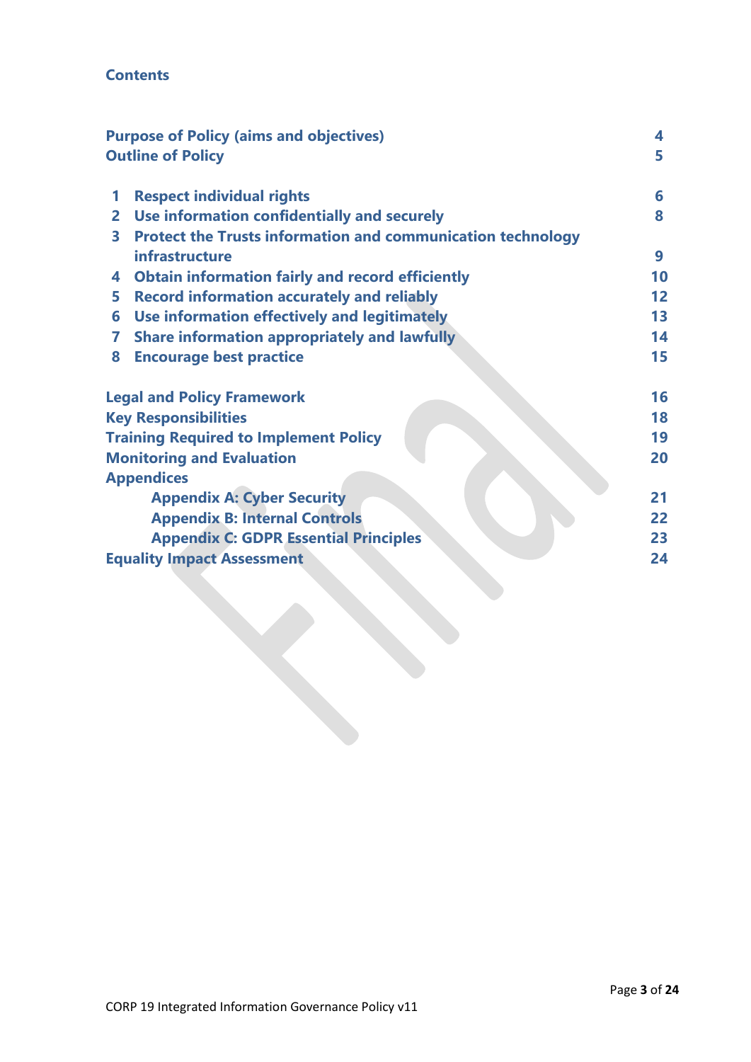## Contents

| | |
|---|---|
| **Purpose of Policy (aims and objectives)** | **4** |
| **Outline of Policy** | **5** |
| | |
| **1 Respect individual rights** | **6** |
| **2 Use information confidentially and securely** | **8** |
| **3 Protect the Trusts information and communication technology infrastructure** | **9** |
| **4 Obtain information fairly and record efficiently** | **10** |
| **5 Record information accurately and reliably** | **12** |
| **6 Use information effectively and legitimately** | **13** |
| **7 Share information appropriately and lawfully** | **14** |
| **8 Encourage best practice** | **15** |
| | |
| **Legal and Policy Framework** | **16** |
| **Key Responsibilities** | **18** |
| **Training Required to Implement Policy** | **19** |
| **Monitoring and Evaluation** | **20** |
| **Appendices** | |
| **Appendix A: Cyber Security** | **21** |
| **Appendix B: Internal Controls** | **22** |
| **Appendix C: GDPR Essential Principles** | **23** |
| **Equality Impact Assessment** | **24** |

Final

CORP 19 Integrated Information Governance Policy v11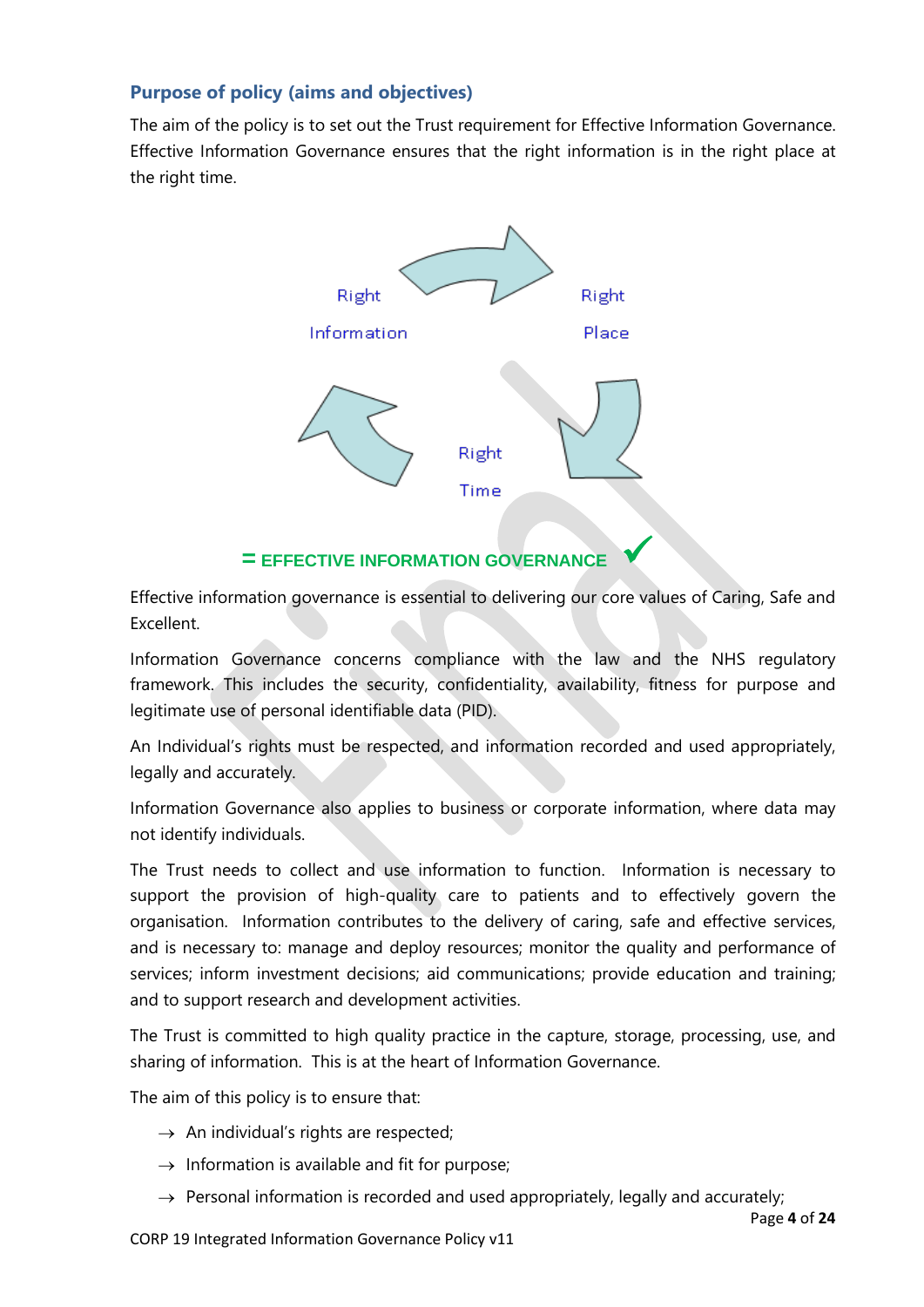## Purpose of policy (aims and objectives)

The aim of the policy is to set out the Trust requirement for Effective Information Governance. Effective Information Governance ensures that the right information is in the right place at the right time.

Right Information

Right Place

Right Time

**= EFFECTIVE INFORMATION GOVERNANCE** ✓

Effective information governance is essential to delivering our core values of Caring, Safe and Excellent.

Information Governance concerns compliance with the law and the NHS regulatory framework. This includes the security, confidentiality, availability, fitness for purpose and legitimate use of personal identifiable data (PID).

An Individual's rights must be respected, and information recorded and used appropriately, legally and accurately.

Information Governance also applies to business or corporate information, where data may not identify individuals.

The Trust needs to collect and use information to function. Information is necessary to support the provision of high-quality care to patients and to effectively govern the organisation. Information contributes to the delivery of caring, safe and effective services, and is necessary to: manage and deploy resources; monitor the quality and performance of services; inform investment decisions; aid communications; provide education and training; and to support research and development activities.

The Trust is committed to high quality practice in the capture, storage, processing, use, and sharing of information. This is at the heart of Information Governance.

The aim of this policy is to ensure that:

- → An individual's rights are respected;
- → Information is available and fit for purpose;
- → Personal information is recorded and used appropriately, legally and accurately;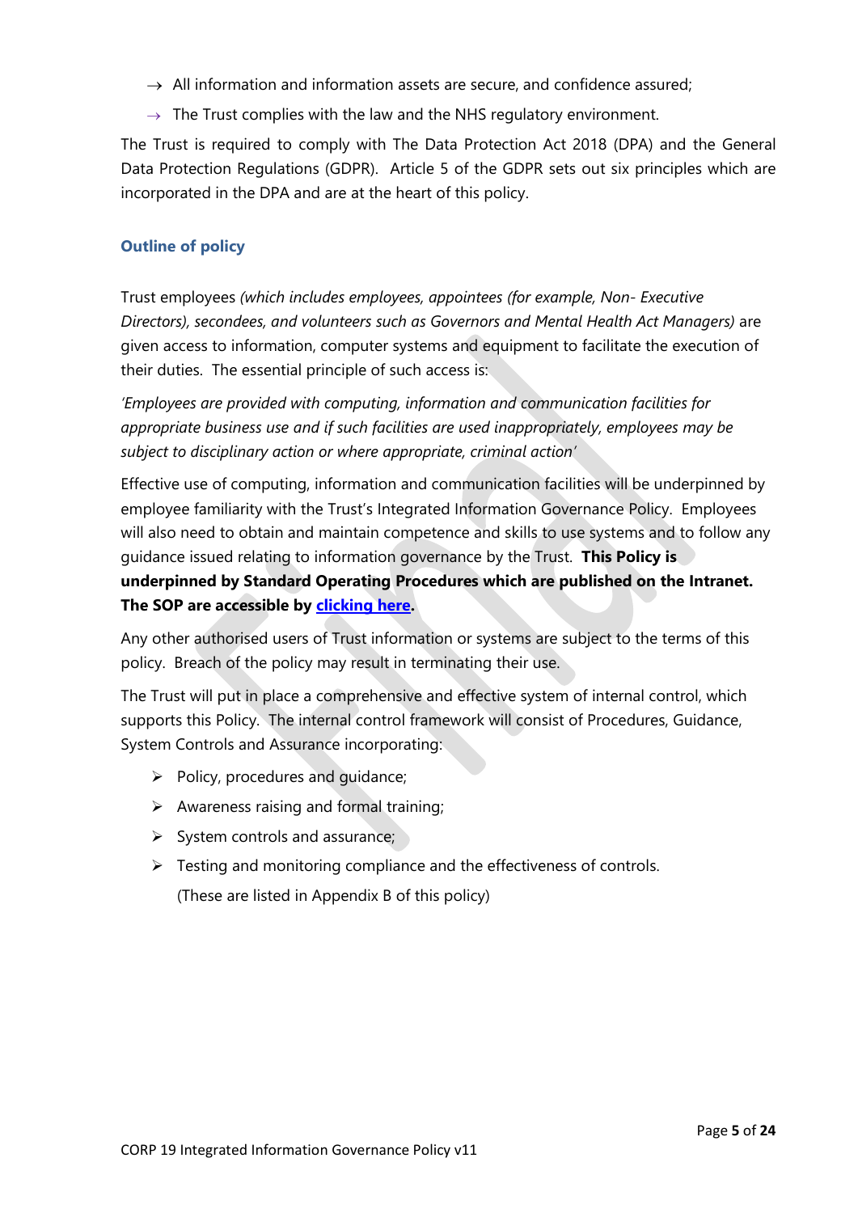- All information and information assets are secure, and confidence assured;
- The Trust complies with the law and the NHS regulatory environment.

The Trust is required to comply with The Data Protection Act 2018 (DPA) and the General Data Protection Regulations (GDPR). Article 5 of the GDPR sets out six principles which are incorporated in the DPA and are at the heart of this policy.

### Outline of policy

Trust employees *(which includes employees, appointees (for example, Non- Executive Directors), secondees, and volunteers such as Governors and Mental Health Act Managers)* are given access to information, computer systems and equipment to facilitate the execution of their duties. The essential principle of such access is:

*'Employees are provided with computing, information and communication facilities for appropriate business use and if such facilities are used inappropriately, employees may be subject to disciplinary action or where appropriate, criminal action'*

Effective use of computing, information and communication facilities will be underpinned by employee familiarity with the Trust's Integrated Information Governance Policy. Employees will also need to obtain and maintain competence and skills to use systems and to follow any guidance issued relating to information governance by the Trust. **This Policy is underpinned by Standard Operating Procedures which are published on the Intranet. The SOP are accessible by clicking here.**

Any other authorised users of Trust information or systems are subject to the terms of this policy. Breach of the policy may result in terminating their use.

The Trust will put in place a comprehensive and effective system of internal control, which supports this Policy. The internal control framework will consist of Procedures, Guidance, System Controls and Assurance incorporating:

- Policy, procedures and guidance;
- Awareness raising and formal training;
- System controls and assurance;
- Testing and monitoring compliance and the effectiveness of controls.

  (These are listed in Appendix B of this policy)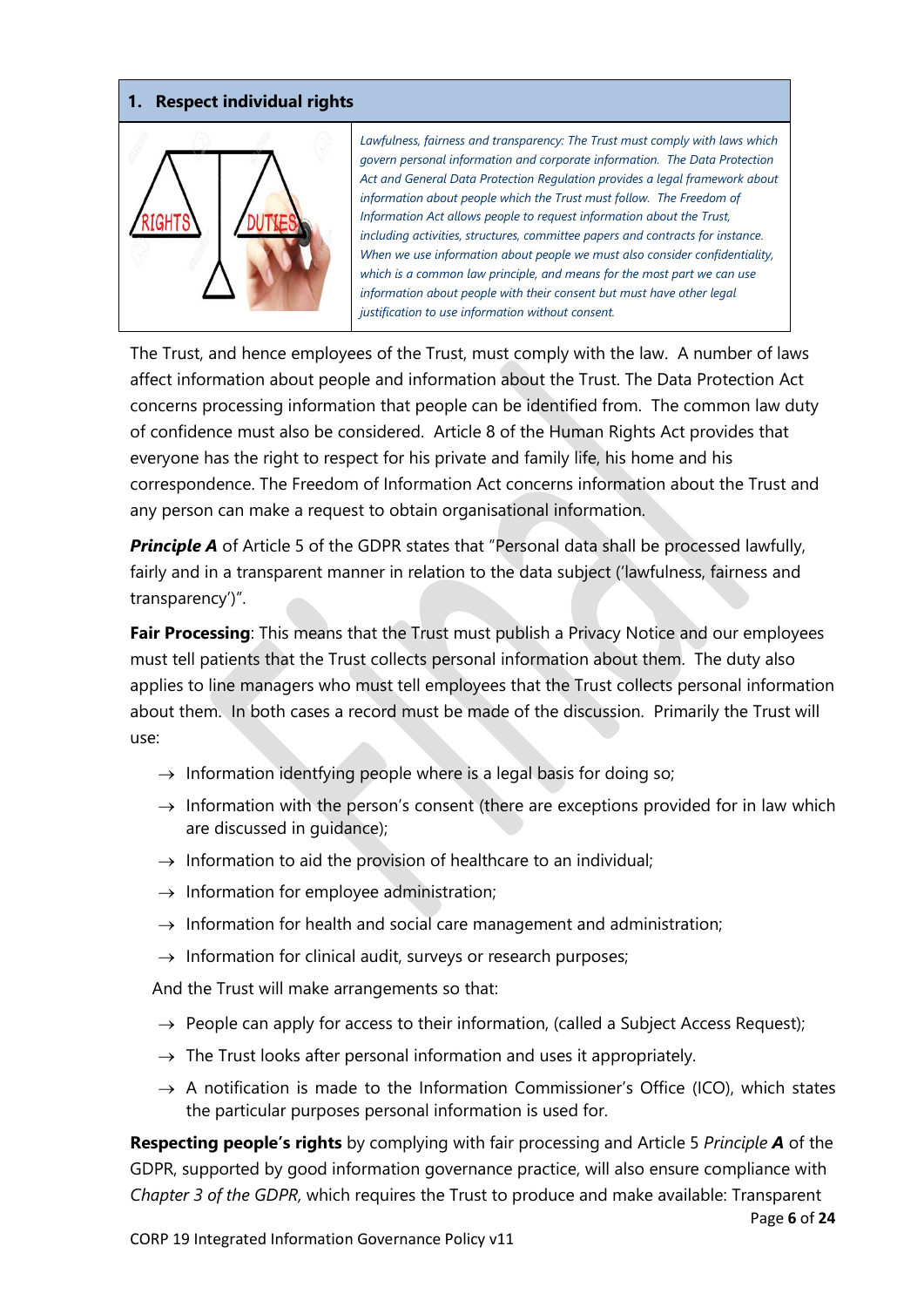## 1. Respect individual rights

*Lawfulness, fairness and transparency: The Trust must comply with laws which govern personal information and corporate information. The Data Protection Act and General Data Protection Regulation provides a legal framework about information about people which the Trust must follow. The Freedom of Information Act allows people to request information about the Trust, including activities, structures, committee papers and contracts for instance. When we use information about people we must also consider confidentiality, which is a common law principle, and means for the most part we can use information about people with their consent but must have other legal justification to use information without consent.*

The Trust, and hence employees of the Trust, must comply with the law. A number of laws affect information about people and information about the Trust. The Data Protection Act concerns processing information that people can be identified from. The common law duty of confidence must also be considered. Article 8 of the Human Rights Act provides that everyone has the right to respect for his private and family life, his home and his correspondence. The Freedom of Information Act concerns information about the Trust and any person can make a request to obtain organisational information.

***Principle A*** of Article 5 of the GDPR states that "Personal data shall be processed lawfully, fairly and in a transparent manner in relation to the data subject ('lawfulness, fairness and transparency')".

**Fair Processing**: This means that the Trust must publish a Privacy Notice and our employees must tell patients that the Trust collects personal information about them. The duty also applies to line managers who must tell employees that the Trust collects personal information about them. In both cases a record must be made of the discussion. Primarily the Trust will use:

- Information identfying people where is a legal basis for doing so;
- Information with the person's consent (there are exceptions provided for in law which are discussed in guidance);
- Information to aid the provision of healthcare to an individual;
- Information for employee administration;
- Information for health and social care management and administration;
- Information for clinical audit, surveys or research purposes;

And the Trust will make arrangements so that:

- People can apply for access to their information, (called a Subject Access Request);
- The Trust looks after personal information and uses it appropriately.
- A notification is made to the Information Commissioner's Office (ICO), which states the particular purposes personal information is used for.

**Respecting people's rights** by complying with fair processing and Article 5 *Principle **A*** of the GDPR, supported by good information governance practice, will also ensure compliance with *Chapter 3 of the GDPR*, which requires the Trust to produce and make available: Transparent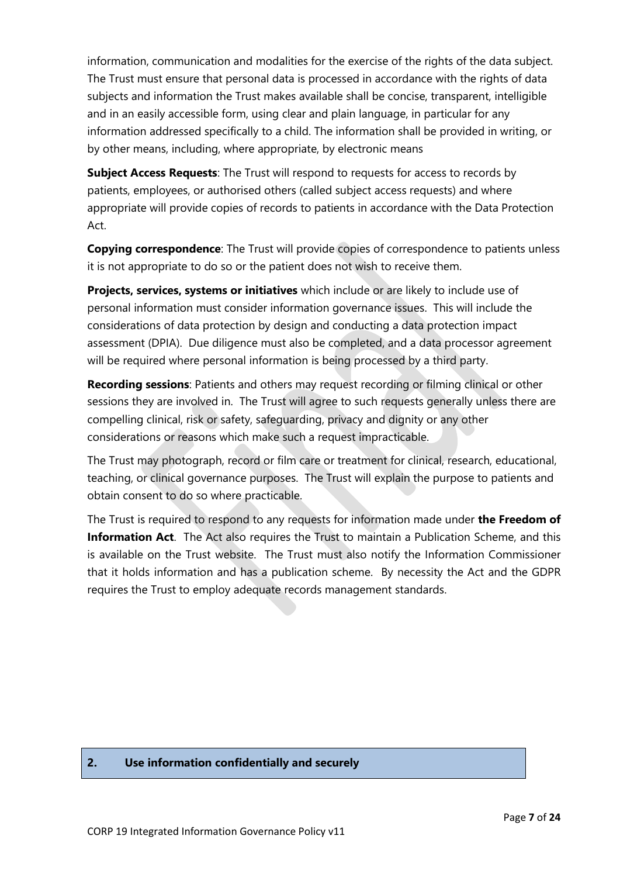information, communication and modalities for the exercise of the rights of the data subject. The Trust must ensure that personal data is processed in accordance with the rights of data subjects and information the Trust makes available shall be concise, transparent, intelligible and in an easily accessible form, using clear and plain language, in particular for any information addressed specifically to a child. The information shall be provided in writing, or by other means, including, where appropriate, by electronic means

**Subject Access Requests**: The Trust will respond to requests for access to records by patients, employees, or authorised others (called subject access requests) and where appropriate will provide copies of records to patients in accordance with the Data Protection Act.

**Copying correspondence**: The Trust will provide copies of correspondence to patients unless it is not appropriate to do so or the patient does not wish to receive them.

**Projects, services, systems or initiatives** which include or are likely to include use of personal information must consider information governance issues. This will include the considerations of data protection by design and conducting a data protection impact assessment (DPIA). Due diligence must also be completed, and a data processor agreement will be required where personal information is being processed by a third party.

**Recording sessions**: Patients and others may request recording or filming clinical or other sessions they are involved in. The Trust will agree to such requests generally unless there are compelling clinical, risk or safety, safeguarding, privacy and dignity or any other considerations or reasons which make such a request impracticable.

The Trust may photograph, record or film care or treatment for clinical, research, educational, teaching, or clinical governance purposes. The Trust will explain the purpose to patients and obtain consent to do so where practicable.

The Trust is required to respond to any requests for information made under **the Freedom of Information Act**. The Act also requires the Trust to maintain a Publication Scheme, and this is available on the Trust website. The Trust must also notify the Information Commissioner that it holds information and has a publication scheme. By necessity the Act and the GDPR requires the Trust to employ adequate records management standards.

## 2. Use information confidentially and securely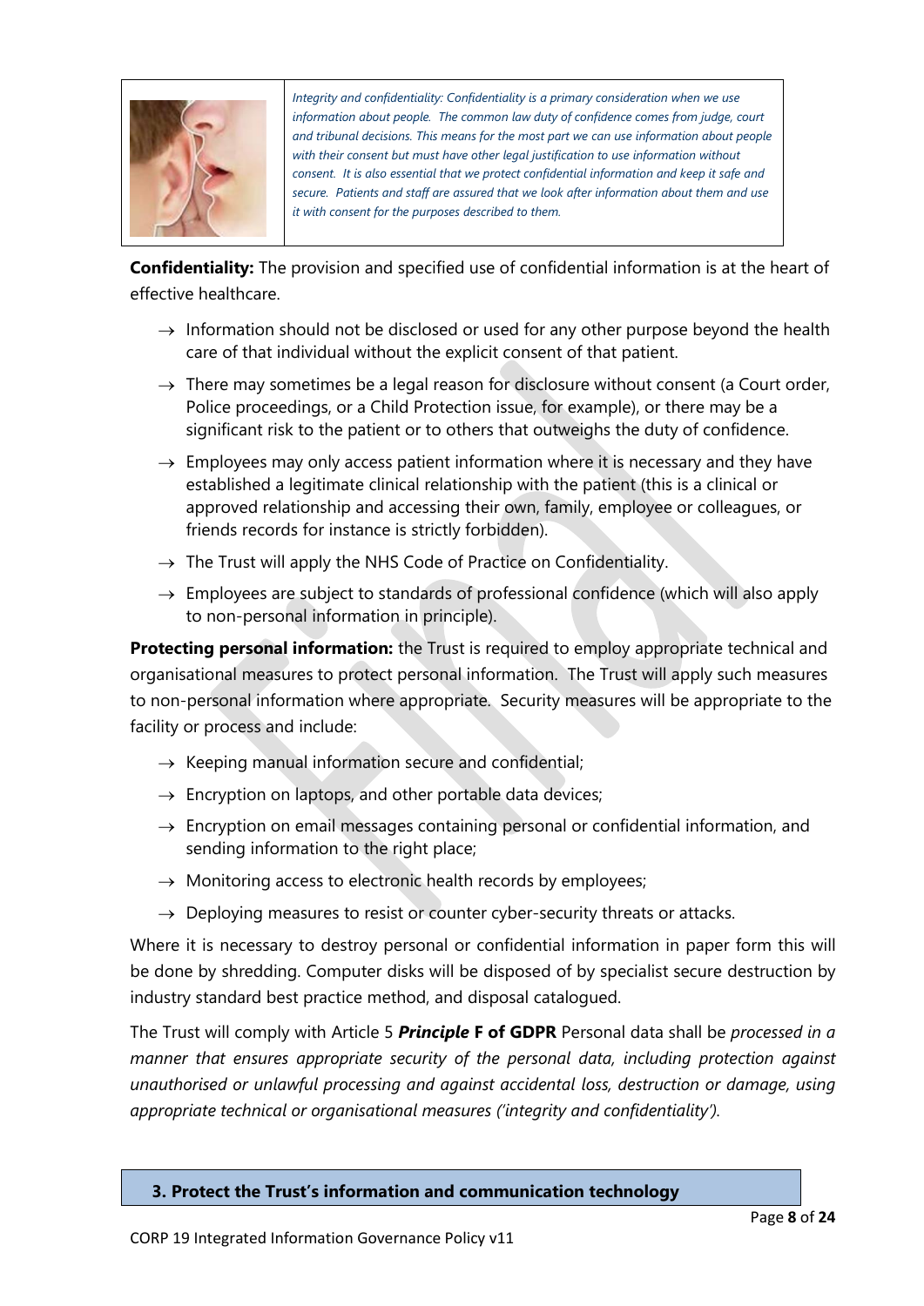*Integrity and confidentiality: Confidentiality is a primary consideration when we use information about people. The common law duty of confidence comes from judge, court and tribunal decisions. This means for the most part we can use information about people with their consent but must have other legal justification to use information without consent. It is also essential that we protect confidential information and keep it safe and secure. Patients and staff are assured that we look after information about them and use it with consent for the purposes described to them.*

**Confidentiality:** The provision and specified use of confidential information is at the heart of effective healthcare.

- Information should not be disclosed or used for any other purpose beyond the health care of that individual without the explicit consent of that patient.
- There may sometimes be a legal reason for disclosure without consent (a Court order, Police proceedings, or a Child Protection issue, for example), or there may be a significant risk to the patient or to others that outweighs the duty of confidence.
- Employees may only access patient information where it is necessary and they have established a legitimate clinical relationship with the patient (this is a clinical or approved relationship and accessing their own, family, employee or colleagues, or friends records for instance is strictly forbidden).
- The Trust will apply the NHS Code of Practice on Confidentiality.
- Employees are subject to standards of professional confidence (which will also apply to non-personal information in principle).

**Protecting personal information:** the Trust is required to employ appropriate technical and organisational measures to protect personal information. The Trust will apply such measures to non-personal information where appropriate. Security measures will be appropriate to the facility or process and include:

- Keeping manual information secure and confidential;
- Encryption on laptops, and other portable data devices;
- Encryption on email messages containing personal or confidential information, and sending information to the right place;
- Monitoring access to electronic health records by employees;
- Deploying measures to resist or counter cyber-security threats or attacks.

Where it is necessary to destroy personal or confidential information in paper form this will be done by shredding. Computer disks will be disposed of by specialist secure destruction by industry standard best practice method, and disposal catalogued.

The Trust will comply with Article 5 ***Principle* F of GDPR** Personal data shall be *processed in a manner that ensures appropriate security of the personal data, including protection against unauthorised or unlawful processing and against accidental loss, destruction or damage, using appropriate technical or organisational measures ('integrity and confidentiality').*

## 3. Protect the Trust's information and communication technology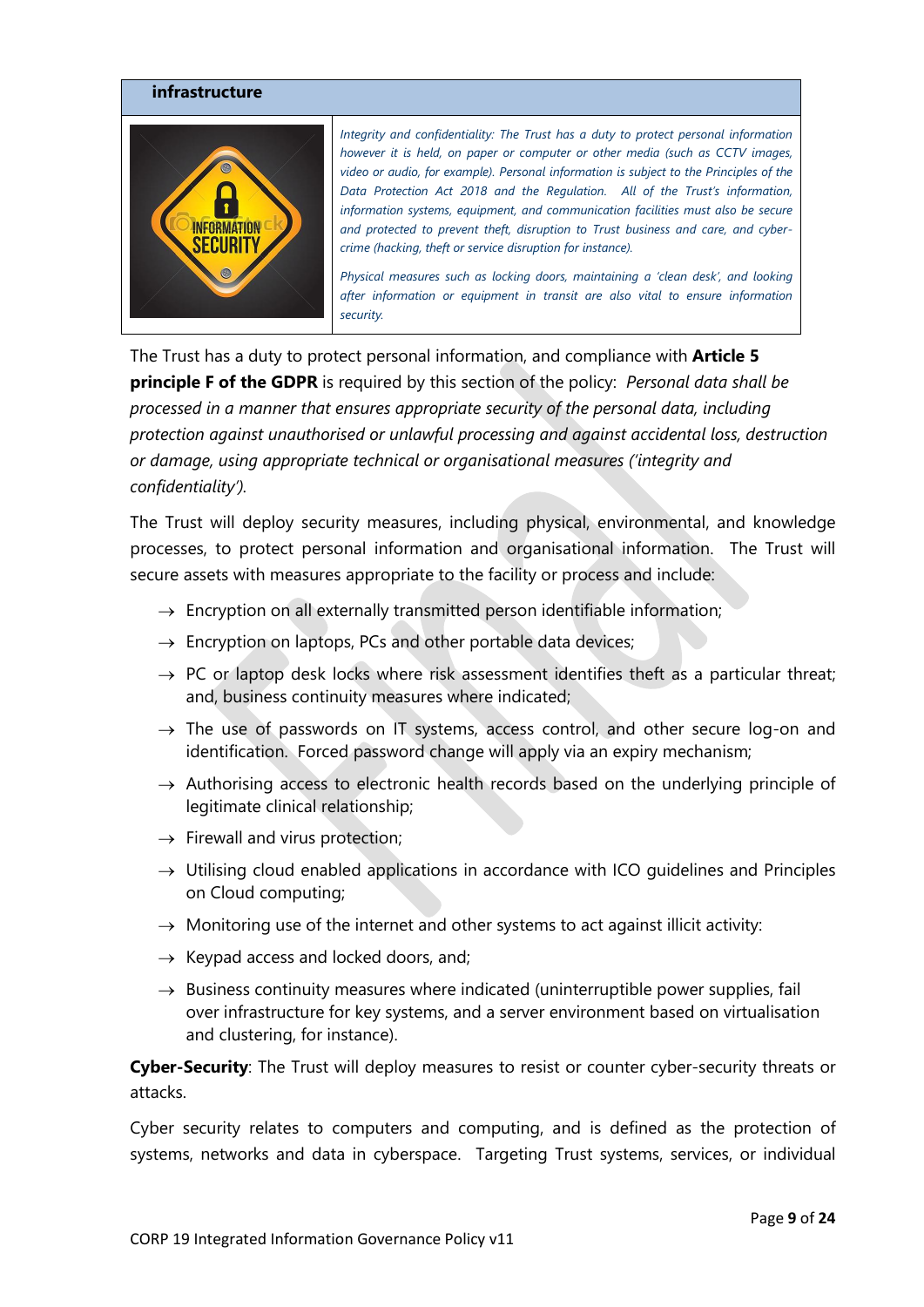| infrastructure | |
|---|---|
| | *Integrity and confidentiality: The Trust has a duty to protect personal information however it is held, on paper or computer or other media (such as CCTV images, video or audio, for example). Personal information is subject to the Principles of the Data Protection Act 2018 and the Regulation. All of the Trust's information, information systems, equipment, and communication facilities must also be secure and protected to prevent theft, disruption to Trust business and care, and cyber-crime (hacking, theft or service disruption for instance).*<br><br>*Physical measures such as locking doors, maintaining a 'clean desk', and looking after information or equipment in transit are also vital to ensure information security.* |

The Trust has a duty to protect personal information, and compliance with **Article 5 principle F of the GDPR** is required by this section of the policy: *Personal data shall be processed in a manner that ensures appropriate security of the personal data, including protection against unauthorised or unlawful processing and against accidental loss, destruction or damage, using appropriate technical or organisational measures ('integrity and confidentiality').*

The Trust will deploy security measures, including physical, environmental, and knowledge processes, to protect personal information and organisational information. The Trust will secure assets with measures appropriate to the facility or process and include:

- → Encryption on all externally transmitted person identifiable information;
- → Encryption on laptops, PCs and other portable data devices;
- → PC or laptop desk locks where risk assessment identifies theft as a particular threat; and, business continuity measures where indicated;
- → The use of passwords on IT systems, access control, and other secure log-on and identification. Forced password change will apply via an expiry mechanism;
- → Authorising access to electronic health records based on the underlying principle of legitimate clinical relationship;
- → Firewall and virus protection;
- → Utilising cloud enabled applications in accordance with ICO guidelines and Principles on Cloud computing;
- → Monitoring use of the internet and other systems to act against illicit activity:
- → Keypad access and locked doors, and;
- → Business continuity measures where indicated (uninterruptible power supplies, fail over infrastructure for key systems, and a server environment based on virtualisation and clustering, for instance).

**Cyber-Security**: The Trust will deploy measures to resist or counter cyber-security threats or attacks.

Cyber security relates to computers and computing, and is defined as the protection of systems, networks and data in cyberspace. Targeting Trust systems, services, or individual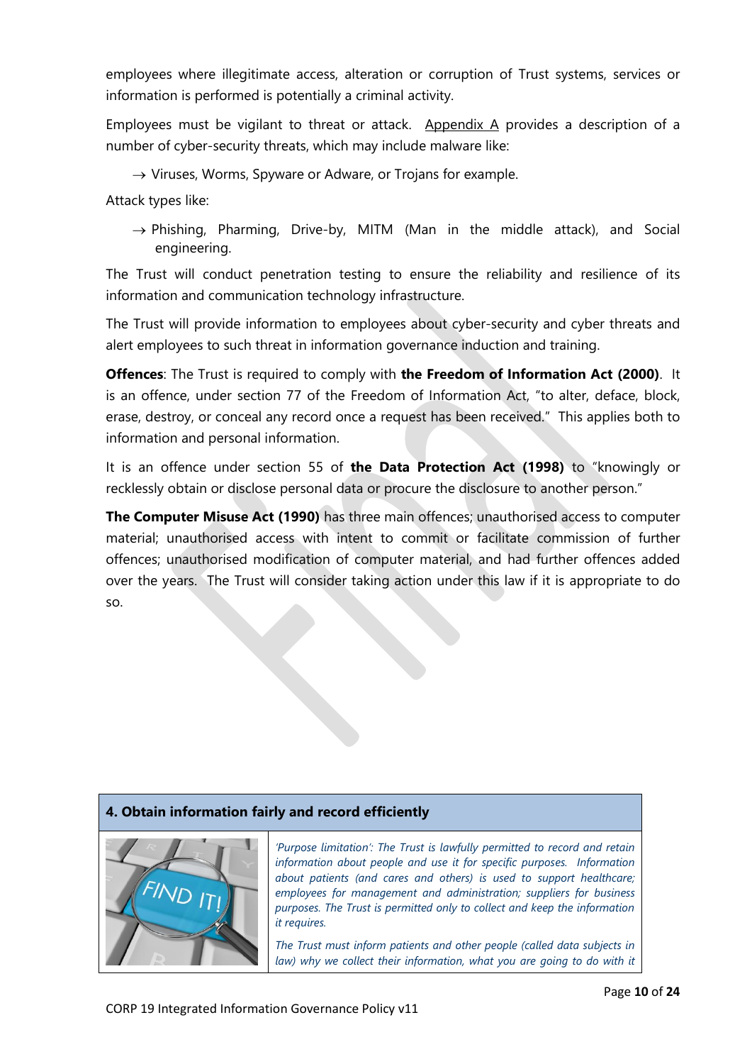employees where illegitimate access, alteration or corruption of Trust systems, services or information is performed is potentially a criminal activity.

Employees must be vigilant to threat or attack. Appendix A provides a description of a number of cyber-security threats, which may include malware like:

→ Viruses, Worms, Spyware or Adware, or Trojans for example.

Attack types like:

→ Phishing, Pharming, Drive-by, MITM (Man in the middle attack), and Social engineering.

The Trust will conduct penetration testing to ensure the reliability and resilience of its information and communication technology infrastructure.

The Trust will provide information to employees about cyber-security and cyber threats and alert employees to such threat in information governance induction and training.

**Offences**: The Trust is required to comply with **the Freedom of Information Act (2000)**. It is an offence, under section 77 of the Freedom of Information Act, "to alter, deface, block, erase, destroy, or conceal any record once a request has been received." This applies both to information and personal information.

It is an offence under section 55 of **the Data Protection Act (1998)** to "knowingly or recklessly obtain or disclose personal data or procure the disclosure to another person."

**The Computer Misuse Act (1990)** has three main offences; unauthorised access to computer material; unauthorised access with intent to commit or facilitate commission of further offences; unauthorised modification of computer material, and had further offences added over the years. The Trust will consider taking action under this law if it is appropriate to do so.

| **4. Obtain information fairly and record efficiently** | |
|---|---|
| FIND IT! | *'Purpose limitation': The Trust is lawfully permitted to record and retain information about people and use it for specific purposes. Information about patients (and cares and others) is used to support healthcare; employees for management and administration; suppliers for business purposes. The Trust is permitted only to collect and keep the information it requires.*<br><br>*The Trust must inform patients and other people (called data subjects in law) why we collect their information, what you are going to do with it* |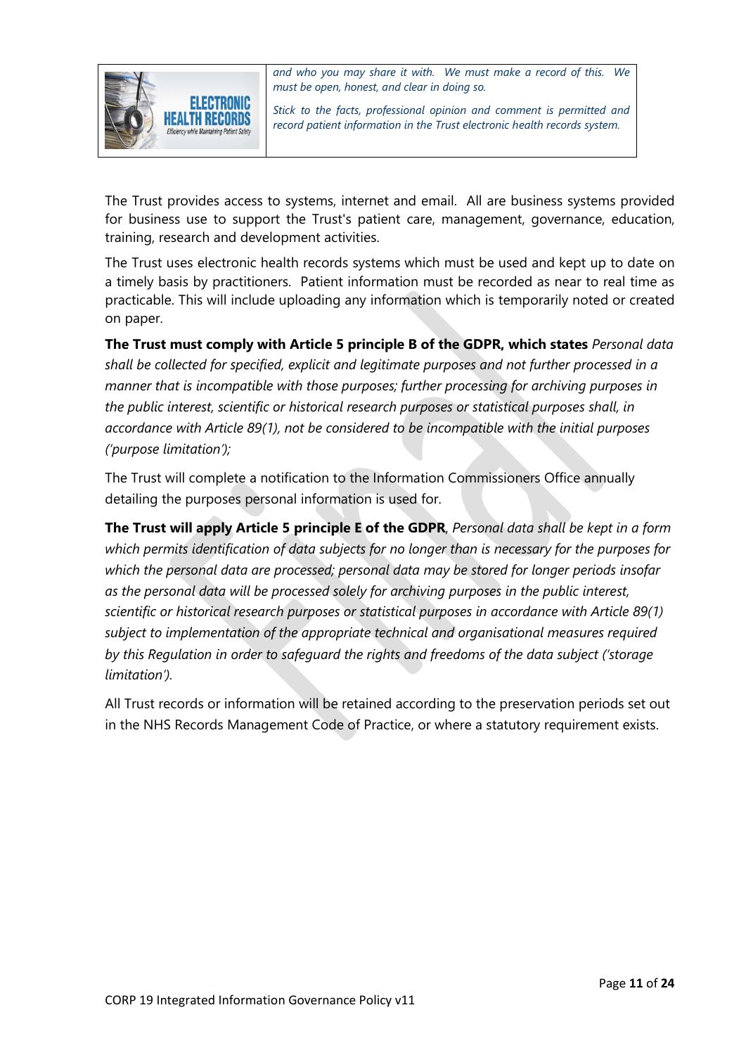| | |
|---|---|
| | *and who you may share it with. We must make a record of this. We must be open, honest, and clear in doing so.*<br><br>*Stick to the facts, professional opinion and comment is permitted and record patient information in the Trust electronic health records system.* |

The Trust provides access to systems, internet and email. All are business systems provided for business use to support the Trust's patient care, management, governance, education, training, research and development activities.

The Trust uses electronic health records systems which must be used and kept up to date on a timely basis by practitioners. Patient information must be recorded as near to real time as practicable. This will include uploading any information which is temporarily noted or created on paper.

**The Trust must comply with Article 5 principle B of the GDPR, which states** *Personal data shall be collected for specified, explicit and legitimate purposes and not further processed in a manner that is incompatible with those purposes; further processing for archiving purposes in the public interest, scientific or historical research purposes or statistical purposes shall, in accordance with Article 89(1), not be considered to be incompatible with the initial purposes ('purpose limitation');*

The Trust will complete a notification to the Information Commissioners Office annually detailing the purposes personal information is used for.

**The Trust will apply Article 5 principle E of the GDPR**, *Personal data shall be kept in a form which permits identification of data subjects for no longer than is necessary for the purposes for which the personal data are processed; personal data may be stored for longer periods insofar as the personal data will be processed solely for archiving purposes in the public interest, scientific or historical research purposes or statistical purposes in accordance with Article 89(1) subject to implementation of the appropriate technical and organisational measures required by this Regulation in order to safeguard the rights and freedoms of the data subject ('storage limitation').*

All Trust records or information will be retained according to the preservation periods set out in the NHS Records Management Code of Practice, or where a statutory requirement exists.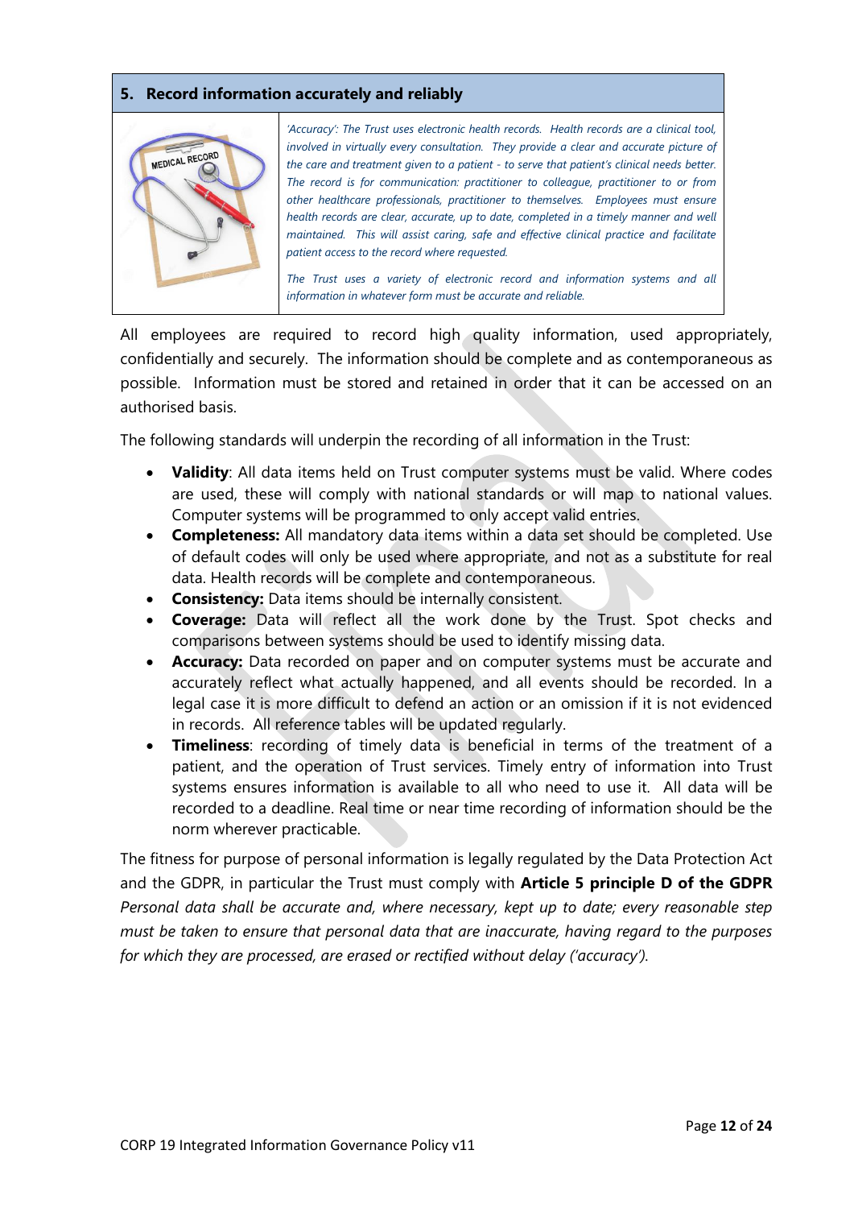## 5. Record information accurately and reliably

*'Accuracy': The Trust uses electronic health records. Health records are a clinical tool, involved in virtually every consultation. They provide a clear and accurate picture of the care and treatment given to a patient - to serve that patient's clinical needs better. The record is for communication: practitioner to colleague, practitioner to or from other healthcare professionals, practitioner to themselves. Employees must ensure health records are clear, accurate, up to date, completed in a timely manner and well maintained. This will assist caring, safe and effective clinical practice and facilitate patient access to the record where requested.*

*The Trust uses a variety of electronic record and information systems and all information in whatever form must be accurate and reliable.*

All employees are required to record high quality information, used appropriately, confidentially and securely. The information should be complete and as contemporaneous as possible. Information must be stored and retained in order that it can be accessed on an authorised basis.

The following standards will underpin the recording of all information in the Trust:

- **Validity**: All data items held on Trust computer systems must be valid. Where codes are used, these will comply with national standards or will map to national values. Computer systems will be programmed to only accept valid entries.
- **Completeness:** All mandatory data items within a data set should be completed. Use of default codes will only be used where appropriate, and not as a substitute for real data. Health records will be complete and contemporaneous.
- **Consistency:** Data items should be internally consistent.
- **Coverage:** Data will reflect all the work done by the Trust. Spot checks and comparisons between systems should be used to identify missing data.
- **Accuracy:** Data recorded on paper and on computer systems must be accurate and accurately reflect what actually happened, and all events should be recorded. In a legal case it is more difficult to defend an action or an omission if it is not evidenced in records. All reference tables will be updated regularly.
- **Timeliness**: recording of timely data is beneficial in terms of the treatment of a patient, and the operation of Trust services. Timely entry of information into Trust systems ensures information is available to all who need to use it. All data will be recorded to a deadline. Real time or near time recording of information should be the norm wherever practicable.

The fitness for purpose of personal information is legally regulated by the Data Protection Act and the GDPR, in particular the Trust must comply with **Article 5 principle D of the GDPR** *Personal data shall be accurate and, where necessary, kept up to date; every reasonable step must be taken to ensure that personal data that are inaccurate, having regard to the purposes for which they are processed, are erased or rectified without delay ('accuracy').*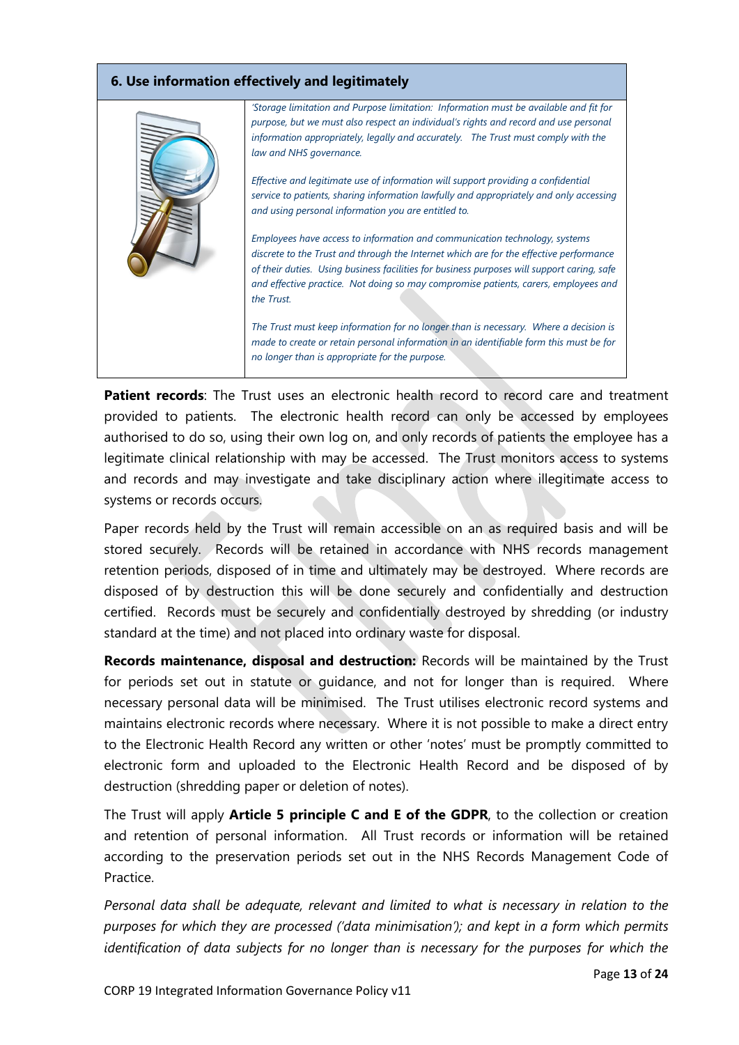## 6. Use information effectively and legitimately

*'Storage limitation and Purpose limitation: Information must be available and fit for purpose, but we must also respect an individual's rights and record and use personal information appropriately, legally and accurately. The Trust must comply with the law and NHS governance.*

*Effective and legitimate use of information will support providing a confidential service to patients, sharing information lawfully and appropriately and only accessing and using personal information you are entitled to.*

*Employees have access to information and communication technology, systems discrete to the Trust and through the Internet which are for the effective performance of their duties. Using business facilities for business purposes will support caring, safe and effective practice. Not doing so may compromise patients, carers, employees and the Trust.*

*The Trust must keep information for no longer than is necessary. Where a decision is made to create or retain personal information in an identifiable form this must be for no longer than is appropriate for the purpose.*

**Patient records**: The Trust uses an electronic health record to record care and treatment provided to patients. The electronic health record can only be accessed by employees authorised to do so, using their own log on, and only records of patients the employee has a legitimate clinical relationship with may be accessed. The Trust monitors access to systems and records and may investigate and take disciplinary action where illegitimate access to systems or records occurs.

Paper records held by the Trust will remain accessible on an as required basis and will be stored securely. Records will be retained in accordance with NHS records management retention periods, disposed of in time and ultimately may be destroyed. Where records are disposed of by destruction this will be done securely and confidentially and destruction certified. Records must be securely and confidentially destroyed by shredding (or industry standard at the time) and not placed into ordinary waste for disposal.

**Records maintenance, disposal and destruction:** Records will be maintained by the Trust for periods set out in statute or guidance, and not for longer than is required. Where necessary personal data will be minimised. The Trust utilises electronic record systems and maintains electronic records where necessary. Where it is not possible to make a direct entry to the Electronic Health Record any written or other 'notes' must be promptly committed to electronic form and uploaded to the Electronic Health Record and be disposed of by destruction (shredding paper or deletion of notes).

The Trust will apply **Article 5 principle C and E of the GDPR**, to the collection or creation and retention of personal information. All Trust records or information will be retained according to the preservation periods set out in the NHS Records Management Code of Practice.

*Personal data shall be adequate, relevant and limited to what is necessary in relation to the purposes for which they are processed ('data minimisation'); and kept in a form which permits identification of data subjects for no longer than is necessary for the purposes for which the*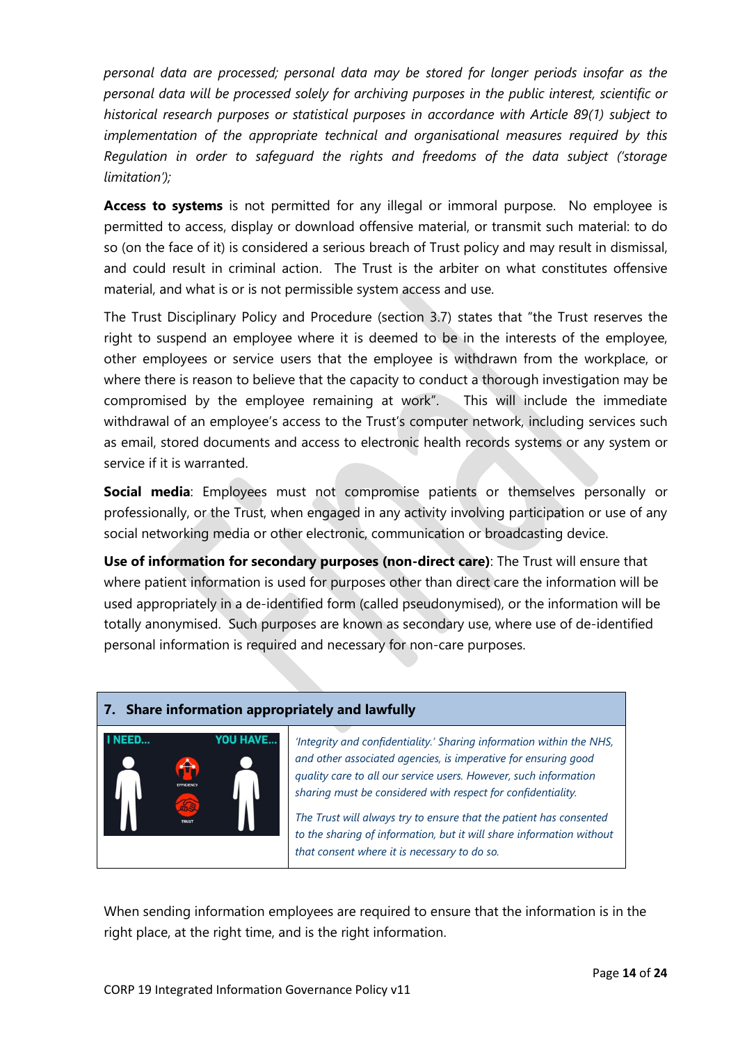*personal data are processed; personal data may be stored for longer periods insofar as the personal data will be processed solely for archiving purposes in the public interest, scientific or historical research purposes or statistical purposes in accordance with Article 89(1) subject to implementation of the appropriate technical and organisational measures required by this Regulation in order to safeguard the rights and freedoms of the data subject ('storage limitation');*

**Access to systems** is not permitted for any illegal or immoral purpose. No employee is permitted to access, display or download offensive material, or transmit such material: to do so (on the face of it) is considered a serious breach of Trust policy and may result in dismissal, and could result in criminal action. The Trust is the arbiter on what constitutes offensive material, and what is or is not permissible system access and use.

The Trust Disciplinary Policy and Procedure (section 3.7) states that "the Trust reserves the right to suspend an employee where it is deemed to be in the interests of the employee, other employees or service users that the employee is withdrawn from the workplace, or where there is reason to believe that the capacity to conduct a thorough investigation may be compromised by the employee remaining at work". This will include the immediate withdrawal of an employee's access to the Trust's computer network, including services such as email, stored documents and access to electronic health records systems or any system or service if it is warranted.

**Social media**: Employees must not compromise patients or themselves personally or professionally, or the Trust, when engaged in any activity involving participation or use of any social networking media or other electronic, communication or broadcasting device.

**Use of information for secondary purposes (non-direct care)**: The Trust will ensure that where patient information is used for purposes other than direct care the information will be used appropriately in a de-identified form (called pseudonymised), or the information will be totally anonymised. Such purposes are known as secondary use, where use of de-identified personal information is required and necessary for non-care purposes.

| **7. Share information appropriately and lawfully** | |
|---|---|
| I NEED... YOU HAVE... EFFICIENCY TRUST | *'Integrity and confidentiality.' Sharing information within the NHS, and other associated agencies, is imperative for ensuring good quality care to all our service users. However, such information sharing must be considered with respect for confidentiality.* *The Trust will always try to ensure that the patient has consented to the sharing of information, but it will share information without that consent where it is necessary to do so.* |

When sending information employees are required to ensure that the information is in the right place, at the right time, and is the right information.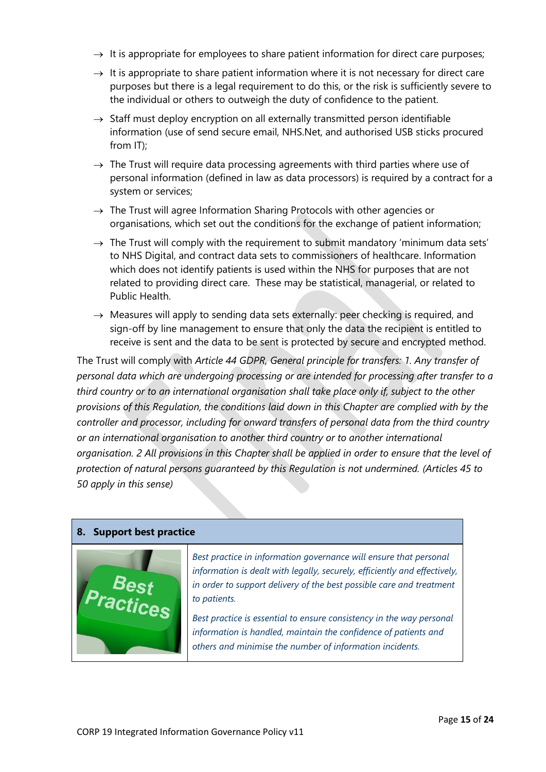- → It is appropriate for employees to share patient information for direct care purposes;
- → It is appropriate to share patient information where it is not necessary for direct care purposes but there is a legal requirement to do this, or the risk is sufficiently severe to the individual or others to outweigh the duty of confidence to the patient.
- → Staff must deploy encryption on all externally transmitted person identifiable information (use of send secure email, NHS.Net, and authorised USB sticks procured from IT);
- → The Trust will require data processing agreements with third parties where use of personal information (defined in law as data processors) is required by a contract for a system or services;
- → The Trust will agree Information Sharing Protocols with other agencies or organisations, which set out the conditions for the exchange of patient information;
- → The Trust will comply with the requirement to submit mandatory 'minimum data sets' to NHS Digital, and contract data sets to commissioners of healthcare. Information which does not identify patients is used within the NHS for purposes that are not related to providing direct care. These may be statistical, managerial, or related to Public Health.
- → Measures will apply to sending data sets externally: peer checking is required, and sign-off by line management to ensure that only the data the recipient is entitled to receive is sent and the data to be sent is protected by secure and encrypted method.

The Trust will comply with *Article 44 GDPR, General principle for transfers: 1. Any transfer of personal data which are undergoing processing or are intended for processing after transfer to a third country or to an international organisation shall take place only if, subject to the other provisions of this Regulation, the conditions laid down in this Chapter are complied with by the controller and processor, including for onward transfers of personal data from the third country or an international organisation to another third country or to another international organisation. 2 All provisions in this Chapter shall be applied in order to ensure that the level of protection of natural persons guaranteed by this Regulation is not undermined. (Articles 45 to 50 apply in this sense)*

## 8. Support best practice

*Best practice in information governance will ensure that personal information is dealt with legally, securely, efficiently and effectively, in order to support delivery of the best possible care and treatment to patients.*

*Best practice is essential to ensure consistency in the way personal information is handled, maintain the confidence of patients and others and minimise the number of information incidents.*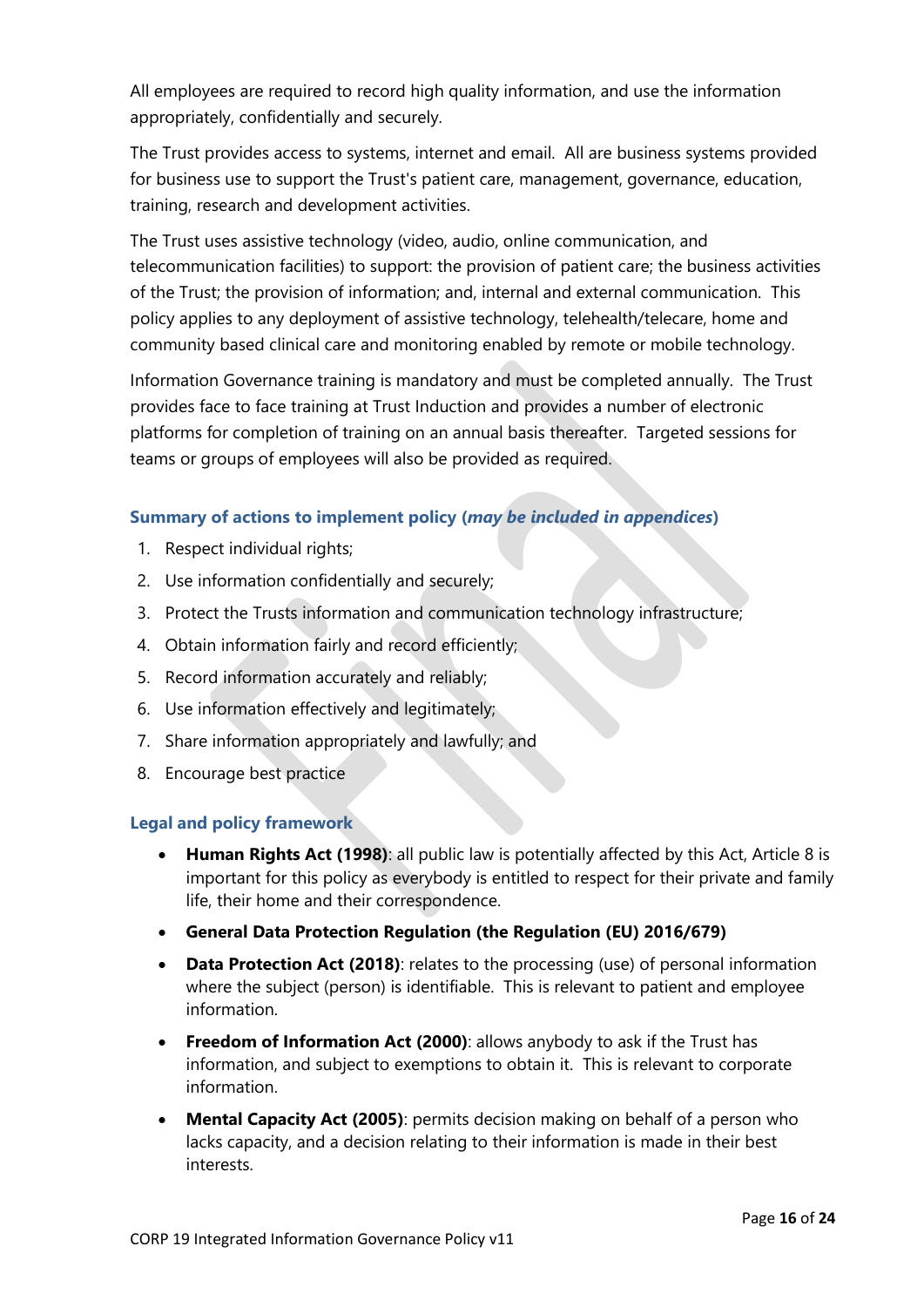All employees are required to record high quality information, and use the information appropriately, confidentially and securely.

The Trust provides access to systems, internet and email. All are business systems provided for business use to support the Trust's patient care, management, governance, education, training, research and development activities.

The Trust uses assistive technology (video, audio, online communication, and telecommunication facilities) to support: the provision of patient care; the business activities of the Trust; the provision of information; and, internal and external communication. This policy applies to any deployment of assistive technology, telehealth/telecare, home and community based clinical care and monitoring enabled by remote or mobile technology.

Information Governance training is mandatory and must be completed annually. The Trust provides face to face training at Trust Induction and provides a number of electronic platforms for completion of training on an annual basis thereafter. Targeted sessions for teams or groups of employees will also be provided as required.

### Summary of actions to implement policy (*may be included in appendices*)

1. Respect individual rights;
2. Use information confidentially and securely;
3. Protect the Trusts information and communication technology infrastructure;
4. Obtain information fairly and record efficiently;
5. Record information accurately and reliably;
6. Use information effectively and legitimately;
7. Share information appropriately and lawfully; and
8. Encourage best practice

### Legal and policy framework

- **Human Rights Act (1998)**: all public law is potentially affected by this Act, Article 8 is important for this policy as everybody is entitled to respect for their private and family life, their home and their correspondence.
- **General Data Protection Regulation (the Regulation (EU) 2016/679)**
- **Data Protection Act (2018)**: relates to the processing (use) of personal information where the subject (person) is identifiable. This is relevant to patient and employee information.
- **Freedom of Information Act (2000)**: allows anybody to ask if the Trust has information, and subject to exemptions to obtain it. This is relevant to corporate information.
- **Mental Capacity Act (2005)**: permits decision making on behalf of a person who lacks capacity, and a decision relating to their information is made in their best interests.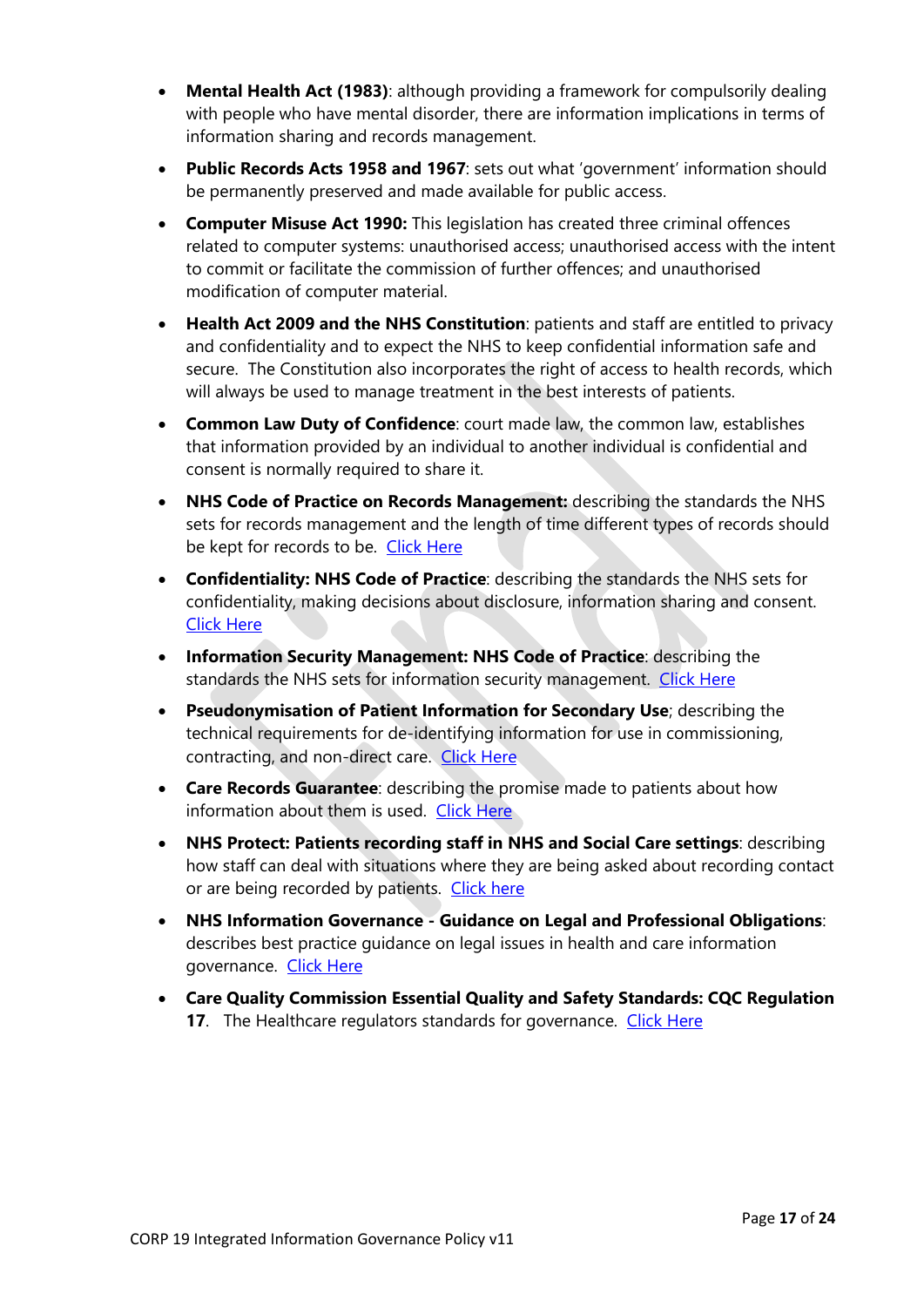- **Mental Health Act (1983)**: although providing a framework for compulsorily dealing with people who have mental disorder, there are information implications in terms of information sharing and records management.
- **Public Records Acts 1958 and 1967**: sets out what 'government' information should be permanently preserved and made available for public access.
- **Computer Misuse Act 1990:** This legislation has created three criminal offences related to computer systems: unauthorised access; unauthorised access with the intent to commit or facilitate the commission of further offences; and unauthorised modification of computer material.
- **Health Act 2009 and the NHS Constitution**: patients and staff are entitled to privacy and confidentiality and to expect the NHS to keep confidential information safe and secure. The Constitution also incorporates the right of access to health records, which will always be used to manage treatment in the best interests of patients.
- **Common Law Duty of Confidence**: court made law, the common law, establishes that information provided by an individual to another individual is confidential and consent is normally required to share it.
- **NHS Code of Practice on Records Management:** describing the standards the NHS sets for records management and the length of time different types of records should be kept for records to be. Click Here
- **Confidentiality: NHS Code of Practice**: describing the standards the NHS sets for confidentiality, making decisions about disclosure, information sharing and consent. Click Here
- **Information Security Management: NHS Code of Practice**: describing the standards the NHS sets for information security management. Click Here
- **Pseudonymisation of Patient Information for Secondary Use**; describing the technical requirements for de-identifying information for use in commissioning, contracting, and non-direct care. Click Here
- **Care Records Guarantee**: describing the promise made to patients about how information about them is used. Click Here
- **NHS Protect: Patients recording staff in NHS and Social Care settings**: describing how staff can deal with situations where they are being asked about recording contact or are being recorded by patients. Click here
- **NHS Information Governance - Guidance on Legal and Professional Obligations**: describes best practice guidance on legal issues in health and care information governance. Click Here
- **Care Quality Commission Essential Quality and Safety Standards: CQC Regulation 17**. The Healthcare regulators standards for governance. Click Here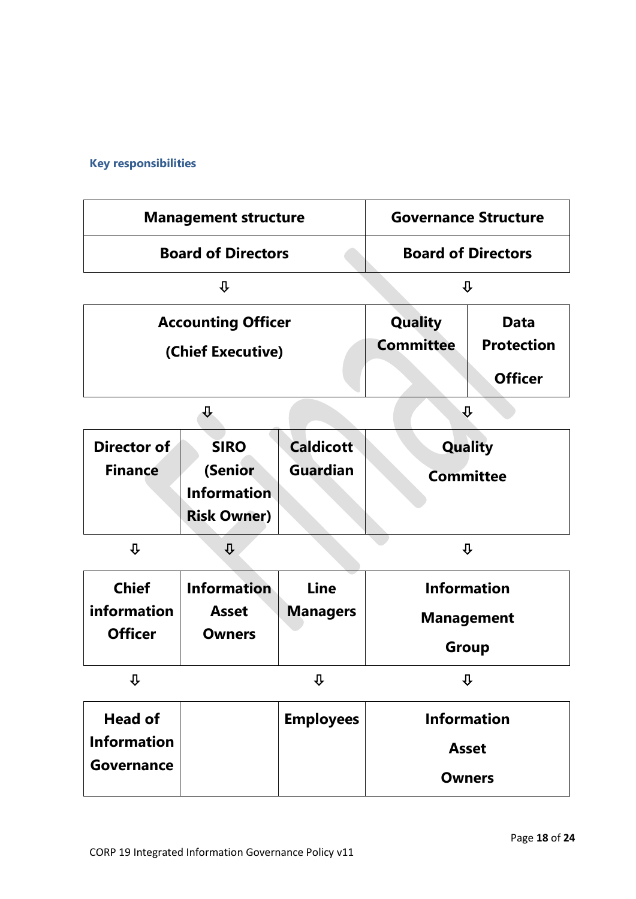### Key responsibilities

| Management structure | | | | |
|---|---|---|---|---|
| Board of Directors | | | Board of Directors | |
| ⇩ | | | ⇩ | |
| Accounting Officer (Chief Executive) | | | Quality Committee | Data Protection Officer |
| ⇩ | | | ⇩ | |
| Director of Finance | SIRO (Senior Information Risk Owner) | Caldicott Guardian | Quality Committee | |
| ⇩ | ⇩ | | ⇩ | |
| Chief information Officer | Information Asset Owners | Line Managers | Information Management Group | |
| ⇩ | | ⇩ | ⇩ | |
| Head of Information Governance | | Employees | Information Asset Owners | |

Note: The header row reads "Management structure" (left) and "Governance Structure" (right).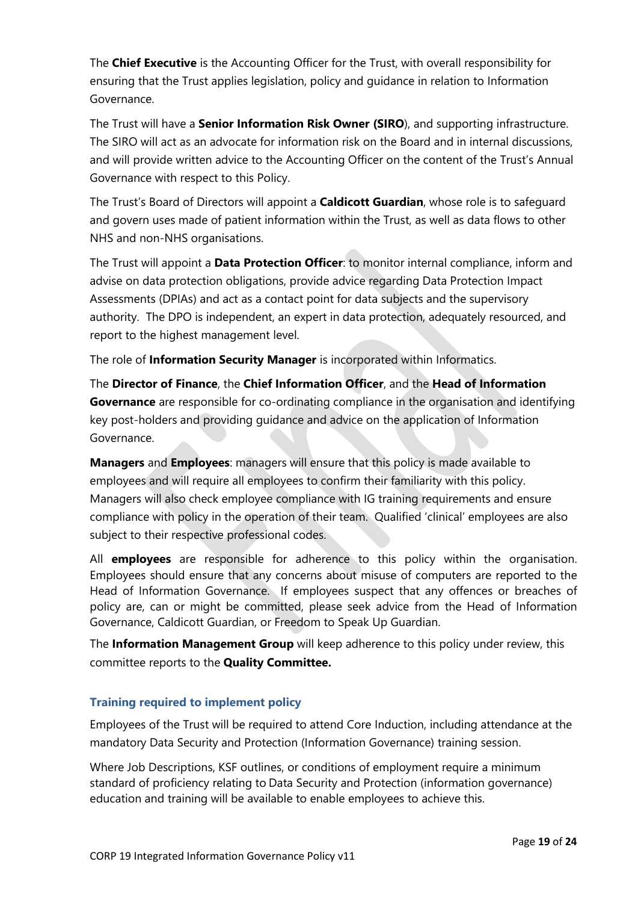The **Chief Executive** is the Accounting Officer for the Trust, with overall responsibility for ensuring that the Trust applies legislation, policy and guidance in relation to Information Governance.

The Trust will have a **Senior Information Risk Owner (SIRO**), and supporting infrastructure. The SIRO will act as an advocate for information risk on the Board and in internal discussions, and will provide written advice to the Accounting Officer on the content of the Trust's Annual Governance with respect to this Policy.

The Trust's Board of Directors will appoint a **Caldicott Guardian**, whose role is to safeguard and govern uses made of patient information within the Trust, as well as data flows to other NHS and non-NHS organisations.

The Trust will appoint a **Data Protection Officer**: to monitor internal compliance, inform and advise on data protection obligations, provide advice regarding Data Protection Impact Assessments (DPIAs) and act as a contact point for data subjects and the supervisory authority. The DPO is independent, an expert in data protection, adequately resourced, and report to the highest management level.

The role of **Information Security Manager** is incorporated within Informatics.

The **Director of Finance**, the **Chief Information Officer**, and the **Head of Information Governance** are responsible for co-ordinating compliance in the organisation and identifying key post-holders and providing guidance and advice on the application of Information Governance.

**Managers** and **Employees**: managers will ensure that this policy is made available to employees and will require all employees to confirm their familiarity with this policy. Managers will also check employee compliance with IG training requirements and ensure compliance with policy in the operation of their team. Qualified 'clinical' employees are also subject to their respective professional codes.

All **employees** are responsible for adherence to this policy within the organisation. Employees should ensure that any concerns about misuse of computers are reported to the Head of Information Governance. If employees suspect that any offences or breaches of policy are, can or might be committed, please seek advice from the Head of Information Governance, Caldicott Guardian, or Freedom to Speak Up Guardian.

The **Information Management Group** will keep adherence to this policy under review, this committee reports to the **Quality Committee.**

### Training required to implement policy

Employees of the Trust will be required to attend Core Induction, including attendance at the mandatory Data Security and Protection (Information Governance) training session.

Where Job Descriptions, KSF outlines, or conditions of employment require a minimum standard of proficiency relating to Data Security and Protection (information governance) education and training will be available to enable employees to achieve this.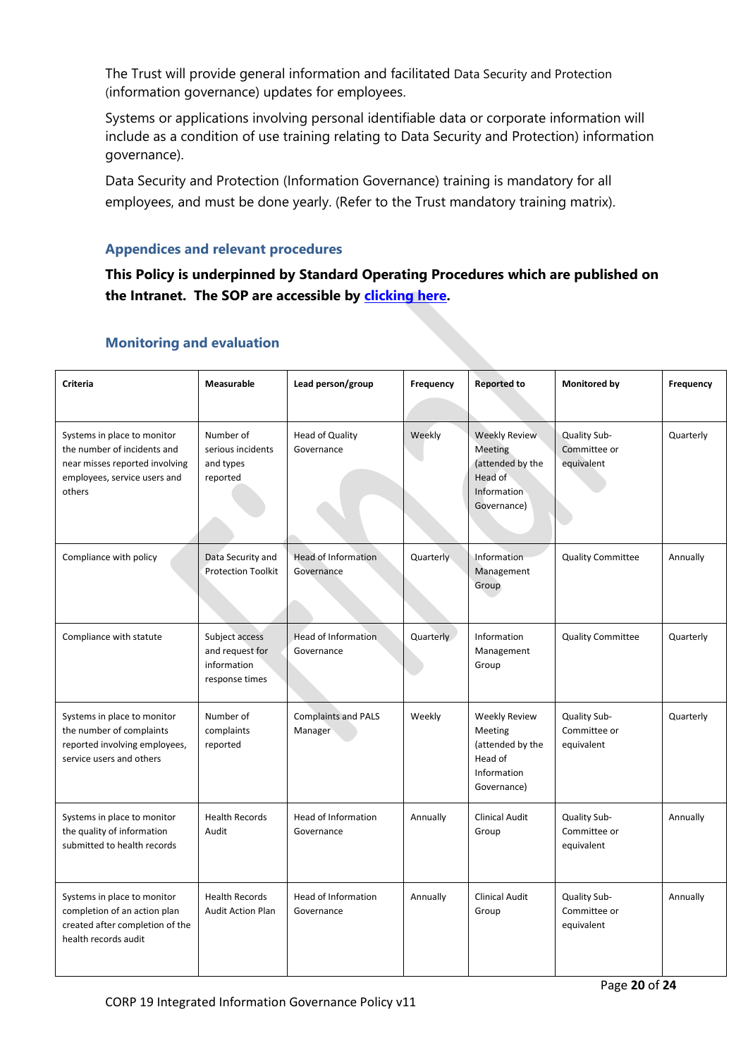The Trust will provide general information and facilitated Data Security and Protection (information governance) updates for employees.

Systems or applications involving personal identifiable data or corporate information will include as a condition of use training relating to Data Security and Protection) information governance).

Data Security and Protection (Information Governance) training is mandatory for all employees, and must be done yearly. (Refer to the Trust mandatory training matrix).

### Appendices and relevant procedures

**This Policy is underpinned by Standard Operating Procedures which are published on the Intranet. The SOP are accessible by [clicking here](#).**

### Monitoring and evaluation

| Criteria | Measurable | Lead person/group | Frequency | Reported to | Monitored by | Frequency |
|---|---|---|---|---|---|---|
| Systems in place to monitor the number of incidents and near misses reported involving employees, service users and others | Number of serious incidents and types reported | Head of Quality Governance | Weekly | Weekly Review Meeting (attended by the Head of Information Governance) | Quality Sub-Committee or equivalent | Quarterly |
| Compliance with policy | Data Security and Protection Toolkit | Head of Information Governance | Quarterly | Information Management Group | Quality Committee | Annually |
| Compliance with statute | Subject access and request for information response times | Head of Information Governance | Quarterly | Information Management Group | Quality Committee | Quarterly |
| Systems in place to monitor the number of complaints reported involving employees, service users and others | Number of complaints reported | Complaints and PALS Manager | Weekly | Weekly Review Meeting (attended by the Head of Information Governance) | Quality Sub-Committee or equivalent | Quarterly |
| Systems in place to monitor the quality of information submitted to health records | Health Records Audit | Head of Information Governance | Annually | Clinical Audit Group | Quality Sub-Committee or equivalent | Annually |
| Systems in place to monitor completion of an action plan created after completion of the health records audit | Health Records Audit Action Plan | Head of Information Governance | Annually | Clinical Audit Group | Quality Sub-Committee or equivalent | Annually |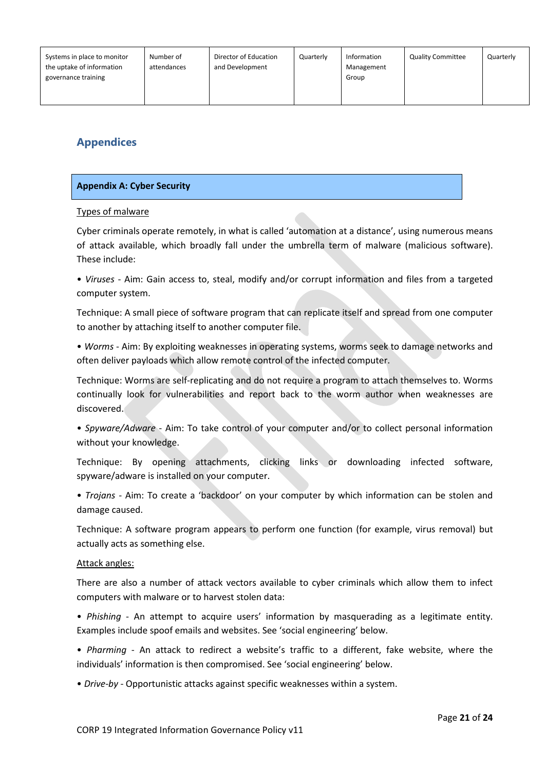| Systems in place to monitor the uptake of information governance training | Number of attendances | Director of Education and Development | Quarterly | Information Management Group | Quality Committee | Quarterly |
|---|---|---|---|---|---|---|

## Appendices

### Appendix A: Cyber Security

Types of malware

Cyber criminals operate remotely, in what is called 'automation at a distance', using numerous means of attack available, which broadly fall under the umbrella term of malware (malicious software). These include:

• *Viruses* - Aim: Gain access to, steal, modify and/or corrupt information and files from a targeted computer system.

Technique: A small piece of software program that can replicate itself and spread from one computer to another by attaching itself to another computer file.

• *Worms* - Aim: By exploiting weaknesses in operating systems, worms seek to damage networks and often deliver payloads which allow remote control of the infected computer.

Technique: Worms are self-replicating and do not require a program to attach themselves to. Worms continually look for vulnerabilities and report back to the worm author when weaknesses are discovered.

• *Spyware/Adware* - Aim: To take control of your computer and/or to collect personal information without your knowledge.

Technique: By opening attachments, clicking links or downloading infected software, spyware/adware is installed on your computer.

• *Trojans* - Aim: To create a 'backdoor' on your computer by which information can be stolen and damage caused.

Technique: A software program appears to perform one function (for example, virus removal) but actually acts as something else.

Attack angles:

There are also a number of attack vectors available to cyber criminals which allow them to infect computers with malware or to harvest stolen data:

• *Phishing* - An attempt to acquire users' information by masquerading as a legitimate entity. Examples include spoof emails and websites. See 'social engineering' below.

• *Pharming* - An attack to redirect a website's traffic to a different, fake website, where the individuals' information is then compromised. See 'social engineering' below.

• *Drive-by* - Opportunistic attacks against specific weaknesses within a system.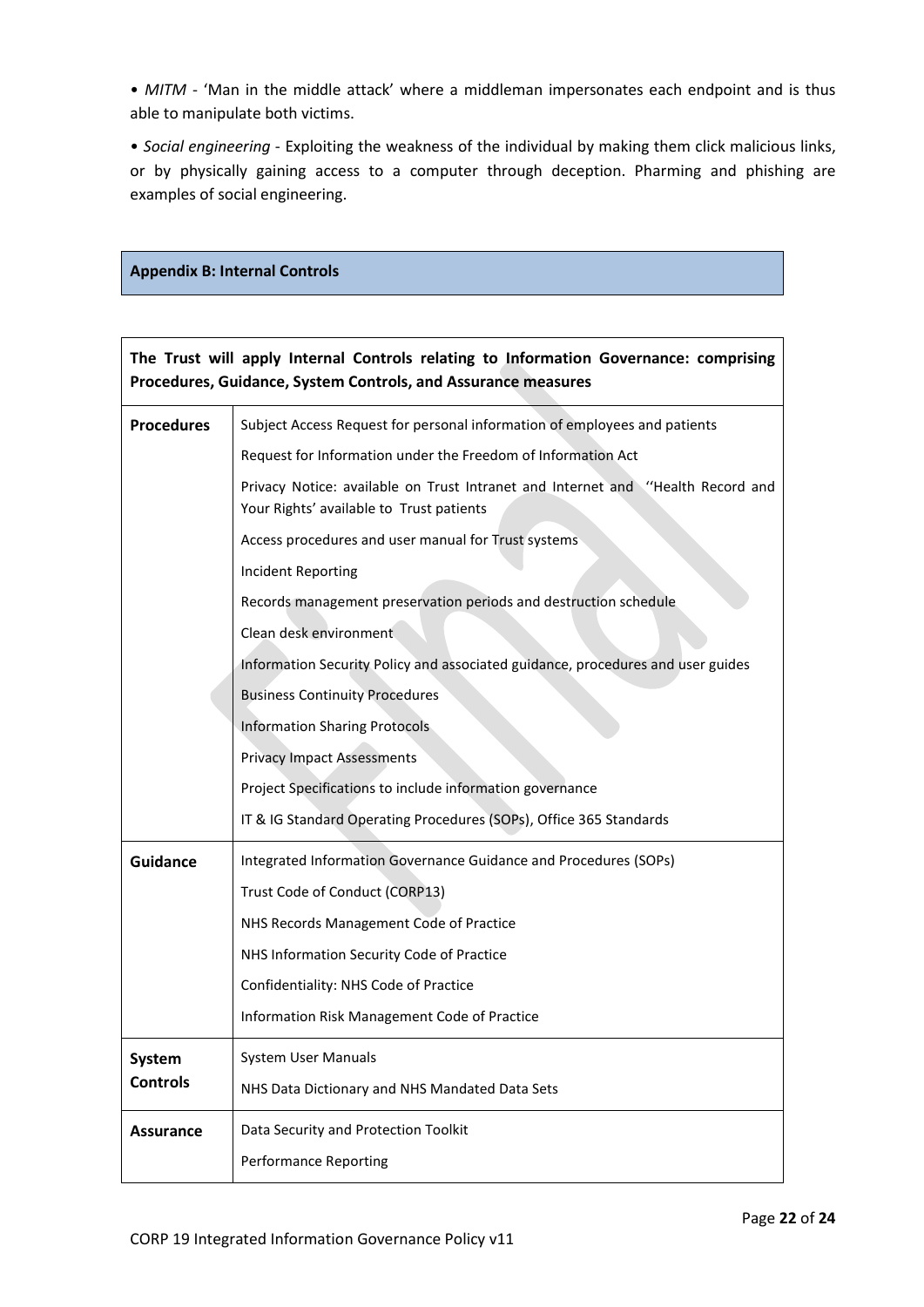• *MITM* - 'Man in the middle attack' where a middleman impersonates each endpoint and is thus able to manipulate both victims.

• *Social engineering* - Exploiting the weakness of the individual by making them click malicious links, or by physically gaining access to a computer through deception. Pharming and phishing are examples of social engineering.

## Appendix B: Internal Controls

| **The Trust will apply Internal Controls relating to Information Governance: comprising Procedures, Guidance, System Controls, and Assurance measures** | |
|---|---|
| **Procedures** | Subject Access Request for personal information of employees and patients |
| | Request for Information under the Freedom of Information Act |
| | Privacy Notice: available on Trust Intranet and Internet and ''Health Record and Your Rights' available to Trust patients |
| | Access procedures and user manual for Trust systems |
| | Incident Reporting |
| | Records management preservation periods and destruction schedule |
| | Clean desk environment |
| | Information Security Policy and associated guidance, procedures and user guides |
| | Business Continuity Procedures |
| | Information Sharing Protocols |
| | Privacy Impact Assessments |
| | Project Specifications to include information governance |
| | IT & IG Standard Operating Procedures (SOPs), Office 365 Standards |
| **Guidance** | Integrated Information Governance Guidance and Procedures (SOPs) |
| | Trust Code of Conduct (CORP13) |
| | NHS Records Management Code of Practice |
| | NHS Information Security Code of Practice |
| | Confidentiality: NHS Code of Practice |
| | Information Risk Management Code of Practice |
| **System Controls** | System User Manuals |
| | NHS Data Dictionary and NHS Mandated Data Sets |
| **Assurance** | Data Security and Protection Toolkit |
| | Performance Reporting |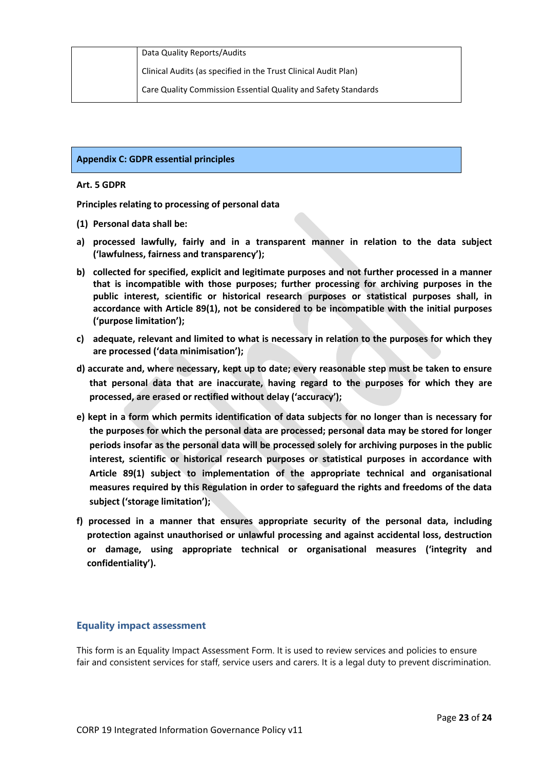| | |
|---|---|
| | Data Quality Reports/Audits<br>Clinical Audits (as specified in the Trust Clinical Audit Plan)<br>Care Quality Commission Essential Quality and Safety Standards |

## Appendix C: GDPR essential principles

**Art. 5 GDPR**

**Principles relating to processing of personal data**

**(1) Personal data shall be:**

**a) processed lawfully, fairly and in a transparent manner in relation to the data subject ('lawfulness, fairness and transparency');**

**b) collected for specified, explicit and legitimate purposes and not further processed in a manner that is incompatible with those purposes; further processing for archiving purposes in the public interest, scientific or historical research purposes or statistical purposes shall, in accordance with Article 89(1), not be considered to be incompatible with the initial purposes ('purpose limitation');**

**c) adequate, relevant and limited to what is necessary in relation to the purposes for which they are processed ('data minimisation');**

**d) accurate and, where necessary, kept up to date; every reasonable step must be taken to ensure that personal data that are inaccurate, having regard to the purposes for which they are processed, are erased or rectified without delay ('accuracy');**

**e) kept in a form which permits identification of data subjects for no longer than is necessary for the purposes for which the personal data are processed; personal data may be stored for longer periods insofar as the personal data will be processed solely for archiving purposes in the public interest, scientific or historical research purposes or statistical purposes in accordance with Article 89(1) subject to implementation of the appropriate technical and organisational measures required by this Regulation in order to safeguard the rights and freedoms of the data subject ('storage limitation');**

**f) processed in a manner that ensures appropriate security of the personal data, including protection against unauthorised or unlawful processing and against accidental loss, destruction or damage, using appropriate technical or organisational measures ('integrity and confidentiality').**

## Equality impact assessment

This form is an Equality Impact Assessment Form. It is used to review services and policies to ensure fair and consistent services for staff, service users and carers. It is a legal duty to prevent discrimination.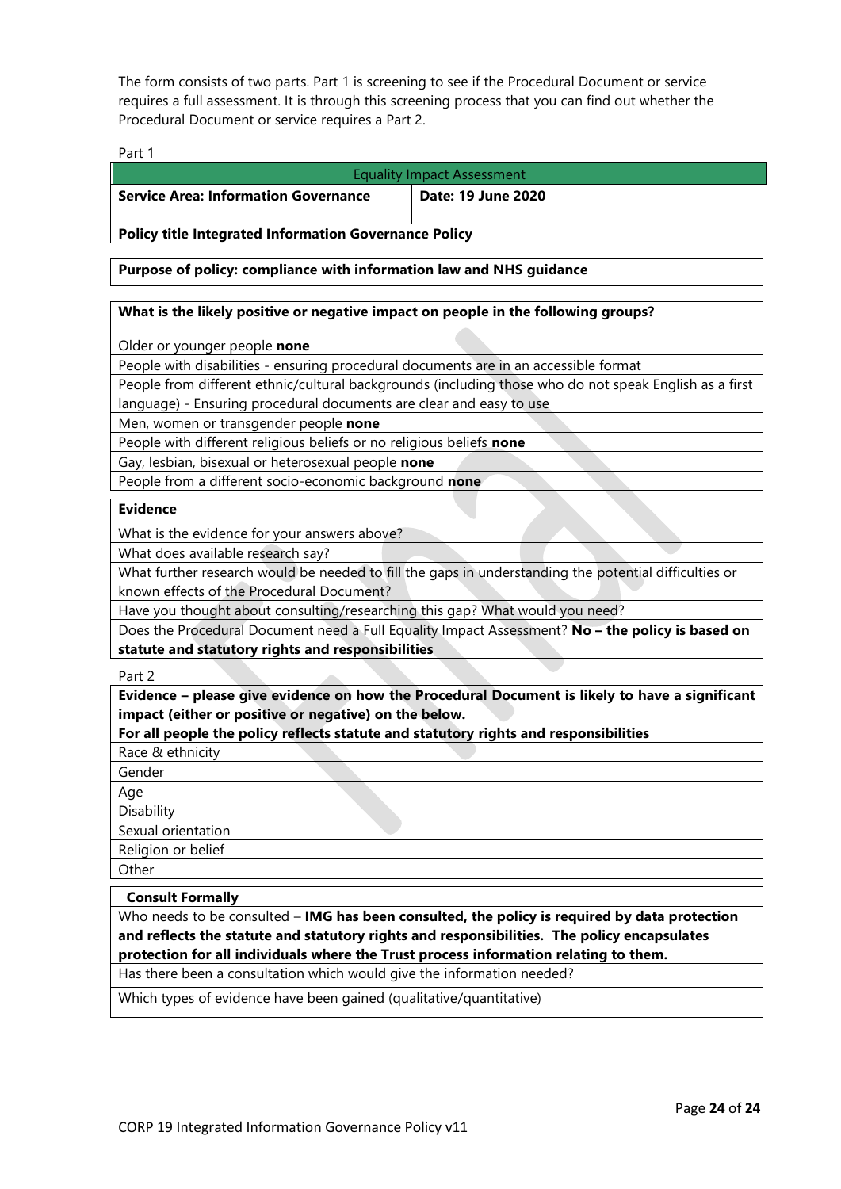The form consists of two parts. Part 1 is screening to see if the Procedural Document or service requires a full assessment. It is through this screening process that you can find out whether the Procedural Document or service requires a Part 2.

Part 1

| Equality Impact Assessment | |
|---|---|
| **Service Area: Information Governance** | **Date: 19 June 2020** |
| **Policy title Integrated Information Governance Policy** | |

| |
|---|
| **Purpose of policy: compliance with information law and NHS guidance** |

| |
|---|
| **What is the likely positive or negative impact on people in the following groups?** |
| Older or younger people **none** |
| People with disabilities - ensuring procedural documents are in an accessible format |
| People from different ethnic/cultural backgrounds (including those who do not speak English as a first language) - Ensuring procedural documents are clear and easy to use |
| Men, women or transgender people **none** |
| People with different religious beliefs or no religious beliefs **none** |
| Gay, lesbian, bisexual or heterosexual people **none** |
| People from a different socio-economic background **none** |

| |
|---|
| **Evidence** |
| What is the evidence for your answers above? |
| What does available research say? |
| What further research would be needed to fill the gaps in understanding the potential difficulties or known effects of the Procedural Document? |
| Have you thought about consulting/researching this gap? What would you need? |
| Does the Procedural Document need a Full Equality Impact Assessment? **No – the policy is based on statute and statutory rights and responsibilities** |

Part 2

| |
|---|
| **Evidence – please give evidence on how the Procedural Document is likely to have a significant impact (either or positive or negative) on the below.** **For all people the policy reflects statute and statutory rights and responsibilities** |
| Race & ethnicity |
| Gender |
| Age |
| Disability |
| Sexual orientation |
| Religion or belief |
| Other |

| |
|---|
| **Consult Formally** |
| Who needs to be consulted – **IMG has been consulted, the policy is required by data protection and reflects the statute and statutory rights and responsibilities. The policy encapsulates protection for all individuals where the Trust process information relating to them.** |
| Has there been a consultation which would give the information needed? |
| Which types of evidence have been gained (qualitative/quantitative) |

CORP 19 Integrated Information Governance Policy v11